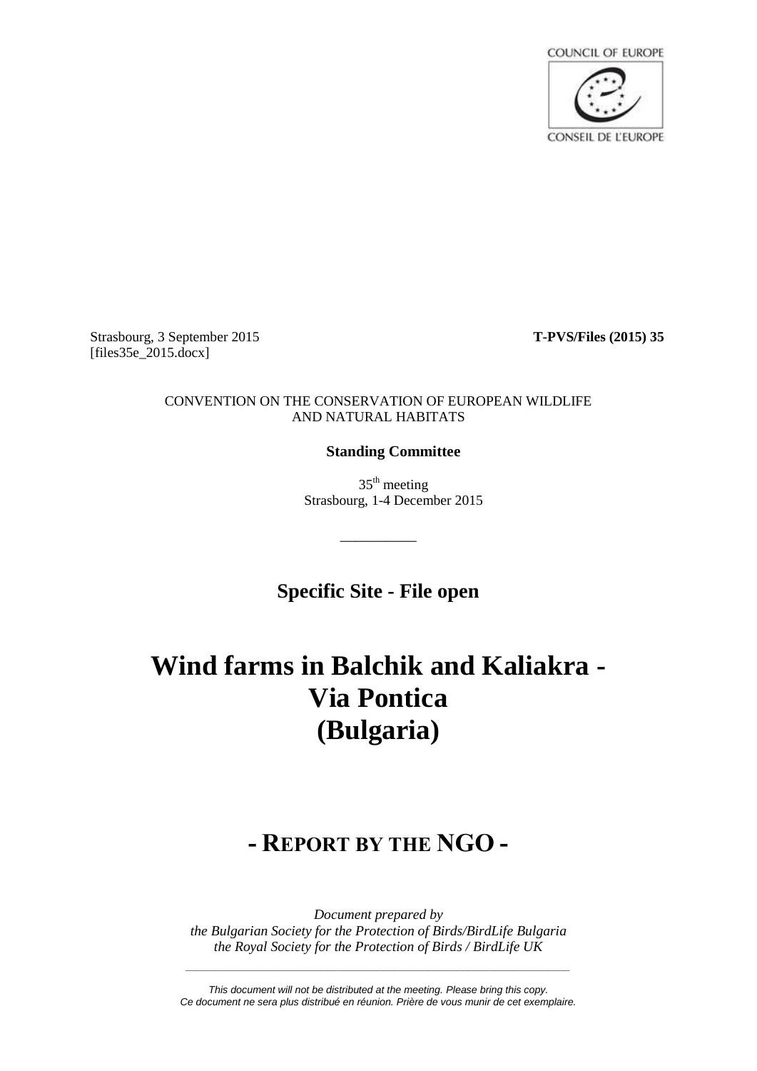COUNCIL OF EUROPE

CONSEIL DE L'EUROPE

Strasbourg, 3 September 2015
[files35e_2015.docx]

**T-PVS/Files (2015) 35**

CONVENTION ON THE CONSERVATION OF EUROPEAN WILDLIFE AND NATURAL HABITATS

**Standing Committee**

35th meeting
Strasbourg, 1-4 December 2015

__________

**Specific Site - File open**

# Wind farms in Balchik and Kaliakra - Via Pontica (Bulgaria)

## - REPORT BY THE NGO -

*Document prepared by*
*the Bulgarian Society for the Protection of Birds/BirdLife Bulgaria*
*the Royal Society for the Protection of Birds / BirdLife UK*

*This document will not be distributed at the meeting. Please bring this copy.*
*Ce document ne sera plus distribué en réunion. Prière de vous munir de cet exemplaire.*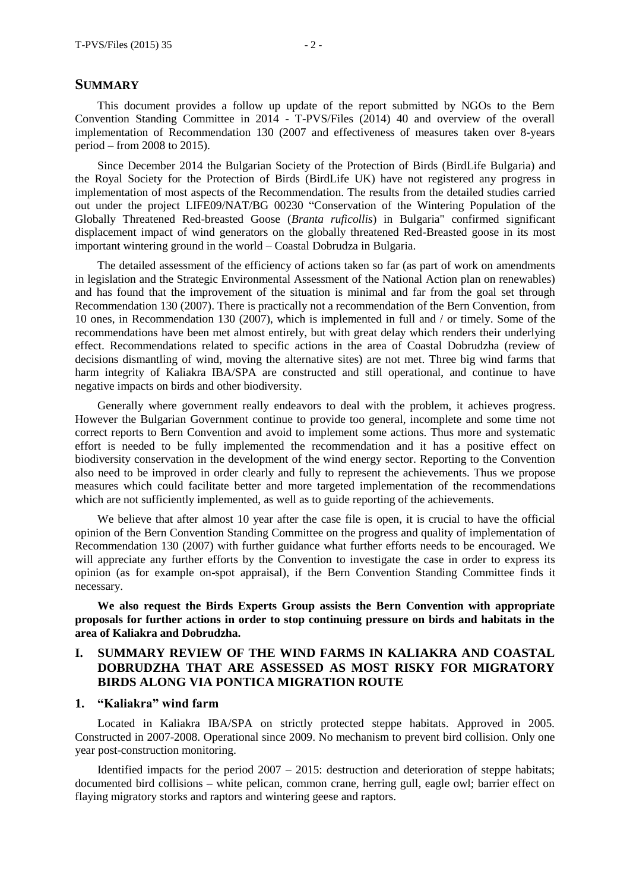## SUMMARY

This document provides a follow up update of the report submitted by NGOs to the Bern Convention Standing Committee in 2014 - T-PVS/Files (2014) 40 and overview of the overall implementation of Recommendation 130 (2007 and effectiveness of measures taken over 8-years period – from 2008 to 2015).

Since December 2014 the Bulgarian Society of the Protection of Birds (BirdLife Bulgaria) and the Royal Society for the Protection of Birds (BirdLife UK) have not registered any progress in implementation of most aspects of the Recommendation. The results from the detailed studies carried out under the project LIFE09/NAT/BG 00230 "Conservation of the Wintering Population of the Globally Threatened Red-breasted Goose (*Branta ruficollis*) in Bulgaria" confirmed significant displacement impact of wind generators on the globally threatened Red-Breasted goose in its most important wintering ground in the world – Coastal Dobrudza in Bulgaria.

The detailed assessment of the efficiency of actions taken so far (as part of work on amendments in legislation and the Strategic Environmental Assessment of the National Action plan on renewables) and has found that the improvement of the situation is minimal and far from the goal set through Recommendation 130 (2007). There is practically not a recommendation of the Bern Convention, from 10 ones, in Recommendation 130 (2007), which is implemented in full and / or timely. Some of the recommendations have been met almost entirely, but with great delay which renders their underlying effect. Recommendations related to specific actions in the area of Coastal Dobrudzha (review of decisions dismantling of wind, moving the alternative sites) are not met. Three big wind farms that harm integrity of Kaliakra IBA/SPA are constructed and still operational, and continue to have negative impacts on birds and other biodiversity.

Generally where government really endeavors to deal with the problem, it achieves progress. However the Bulgarian Government continue to provide too general, incomplete and some time not correct reports to Bern Convention and avoid to implement some actions. Thus more and systematic effort is needed to be fully implemented the recommendation and it has a positive effect on biodiversity conservation in the development of the wind energy sector. Reporting to the Convention also need to be improved in order clearly and fully to represent the achievements. Thus we propose measures which could facilitate better and more targeted implementation of the recommendations which are not sufficiently implemented, as well as to guide reporting of the achievements.

We believe that after almost 10 year after the case file is open, it is crucial to have the official opinion of the Bern Convention Standing Committee on the progress and quality of implementation of Recommendation 130 (2007) with further guidance what further efforts needs to be encouraged. We will appreciate any further efforts by the Convention to investigate the case in order to express its opinion (as for example on-spot appraisal), if the Bern Convention Standing Committee finds it necessary.

**We also request the Birds Experts Group assists the Bern Convention with appropriate proposals for further actions in order to stop continuing pressure on birds and habitats in the area of Kaliakra and Dobrudzha.**

## I. SUMMARY REVIEW OF THE WIND FARMS IN KALIAKRA AND COASTAL DOBRUDZHA THAT ARE ASSESSED AS MOST RISKY FOR MIGRATORY BIRDS ALONG VIA PONTICA MIGRATION ROUTE

### 1. "Kaliakra" wind farm

Located in Kaliakra IBA/SPA on strictly protected steppe habitats. Approved in 2005. Constructed in 2007-2008. Operational since 2009. No mechanism to prevent bird collision. Only one year post-construction monitoring.

Identified impacts for the period 2007 – 2015: destruction and deterioration of steppe habitats; documented bird collisions – white pelican, common crane, herring gull, eagle owl; barrier effect on flaying migratory storks and raptors and wintering geese and raptors.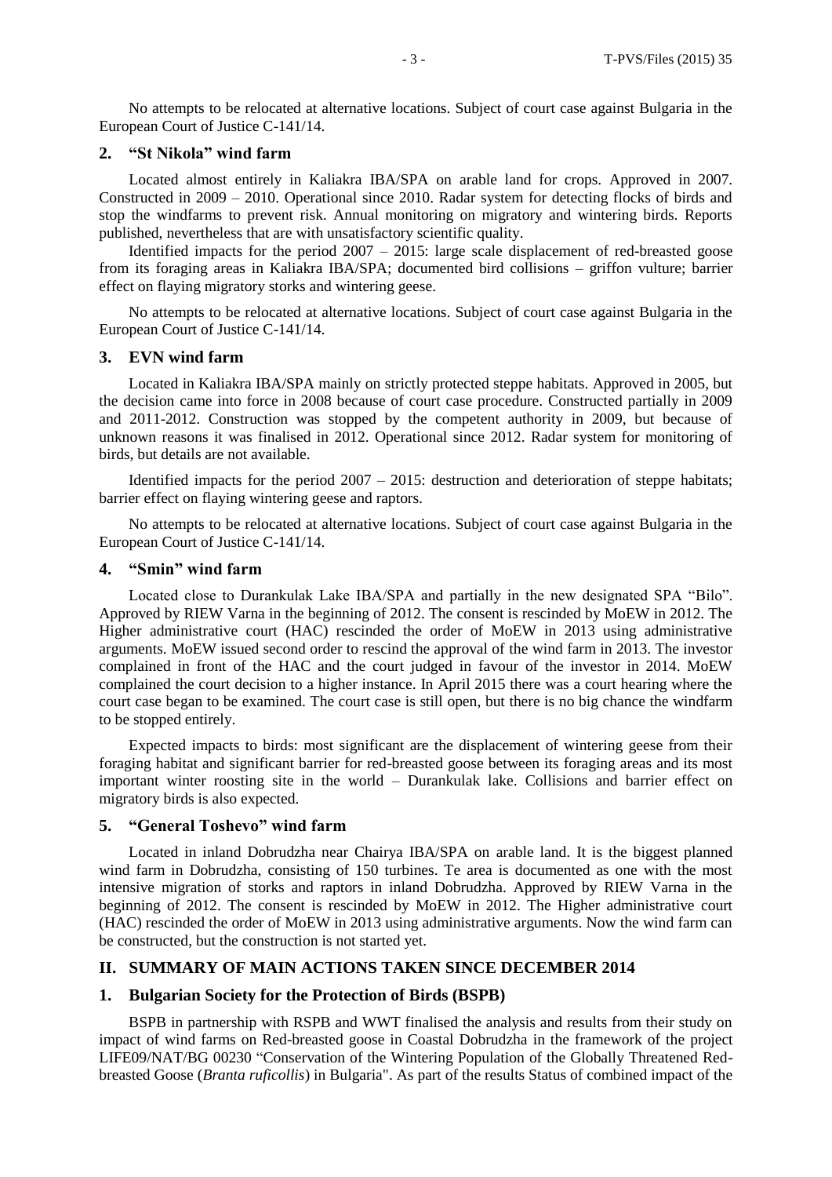No attempts to be relocated at alternative locations. Subject of court case against Bulgaria in the European Court of Justice C-141/14.

### 2. "St Nikola" wind farm

Located almost entirely in Kaliakra IBA/SPA on arable land for crops. Approved in 2007. Constructed in 2009 – 2010. Operational since 2010. Radar system for detecting flocks of birds and stop the windfarms to prevent risk. Annual monitoring on migratory and wintering birds. Reports published, nevertheless that are with unsatisfactory scientific quality.

Identified impacts for the period 2007 – 2015: large scale displacement of red-breasted goose from its foraging areas in Kaliakra IBA/SPA; documented bird collisions – griffon vulture; barrier effect on flaying migratory storks and wintering geese.

No attempts to be relocated at alternative locations. Subject of court case against Bulgaria in the European Court of Justice C-141/14.

### 3. EVN wind farm

Located in Kaliakra IBA/SPA mainly on strictly protected steppe habitats. Approved in 2005, but the decision came into force in 2008 because of court case procedure. Constructed partially in 2009 and 2011-2012. Construction was stopped by the competent authority in 2009, but because of unknown reasons it was finalised in 2012. Operational since 2012. Radar system for monitoring of birds, but details are not available.

Identified impacts for the period 2007 – 2015: destruction and deterioration of steppe habitats; barrier effect on flaying wintering geese and raptors.

No attempts to be relocated at alternative locations. Subject of court case against Bulgaria in the European Court of Justice C-141/14.

### 4. "Smin" wind farm

Located close to Durankulak Lake IBA/SPA and partially in the new designated SPA "Bilo". Approved by RIEW Varna in the beginning of 2012. The consent is rescinded by MoEW in 2012. The Higher administrative court (HAC) rescinded the order of MoEW in 2013 using administrative arguments. MoEW issued second order to rescind the approval of the wind farm in 2013. The investor complained in front of the HAC and the court judged in favour of the investor in 2014. MoEW complained the court decision to a higher instance. In April 2015 there was a court hearing where the court case began to be examined. The court case is still open, but there is no big chance the windfarm to be stopped entirely.

Expected impacts to birds: most significant are the displacement of wintering geese from their foraging habitat and significant barrier for red-breasted goose between its foraging areas and its most important winter roosting site in the world – Durankulak lake. Collisions and barrier effect on migratory birds is also expected.

### 5. "General Toshevo" wind farm

Located in inland Dobrudzha near Chairya IBA/SPA on arable land. It is the biggest planned wind farm in Dobrudzha, consisting of 150 turbines. Te area is documented as one with the most intensive migration of storks and raptors in inland Dobrudzha. Approved by RIEW Varna in the beginning of 2012. The consent is rescinded by MoEW in 2012. The Higher administrative court (HAC) rescinded the order of MoEW in 2013 using administrative arguments. Now the wind farm can be constructed, but the construction is not started yet.

## II. SUMMARY OF MAIN ACTIONS TAKEN SINCE DECEMBER 2014

### 1. Bulgarian Society for the Protection of Birds (BSPB)

BSPB in partnership with RSPB and WWT finalised the analysis and results from their study on impact of wind farms on Red-breasted goose in Coastal Dobrudzha in the framework of the project LIFE09/NAT/BG 00230 "Conservation of the Wintering Population of the Globally Threatened Red-breasted Goose (*Branta ruficollis*) in Bulgaria". As part of the results Status of combined impact of the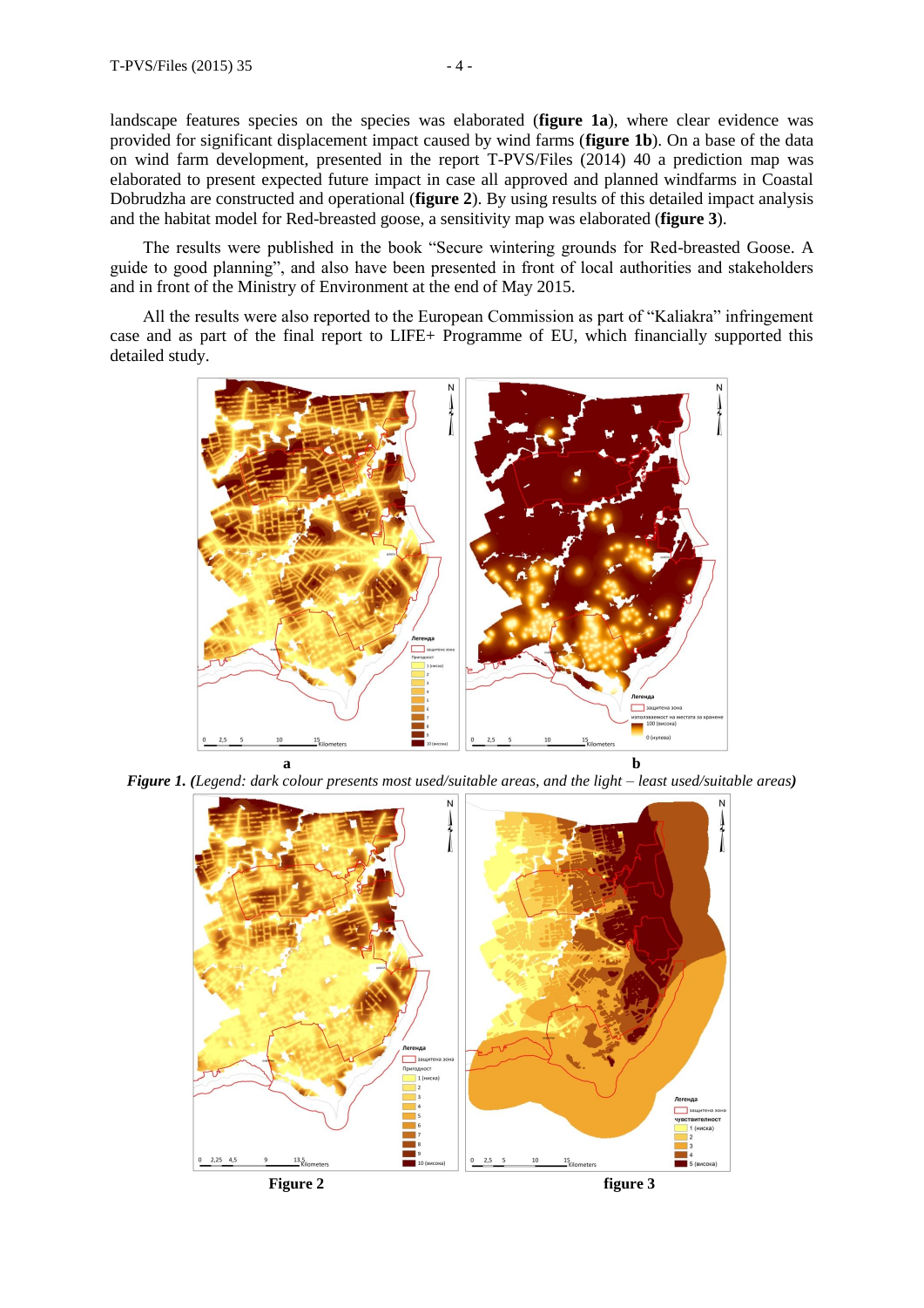landscape features species on the species was elaborated (**figure 1a**), where clear evidence was provided for significant displacement impact caused by wind farms (**figure 1b**). On a base of the data on wind farm development, presented in the report T-PVS/Files (2014) 40 a prediction map was elaborated to present expected future impact in case all approved and planned windfarms in Coastal Dobrudzha are constructed and operational (**figure 2**). By using results of this detailed impact analysis and the habitat model for Red-breasted goose, a sensitivity map was elaborated (**figure 3**).

The results were published in the book "Secure wintering grounds for Red-breasted Goose. A guide to good planning", and also have been presented in front of local authorities and stakeholders and in front of the Ministry of Environment at the end of May 2015.

All the results were also reported to the European Commission as part of "Kaliakra" infringement case and as part of the final report to LIFE+ Programme of EU, which financially supported this detailed study.

a b

***Figure 1.*** *(Legend: dark colour presents most used/suitable areas, and the light – least used/suitable areas)*

**Figure 2** **figure 3**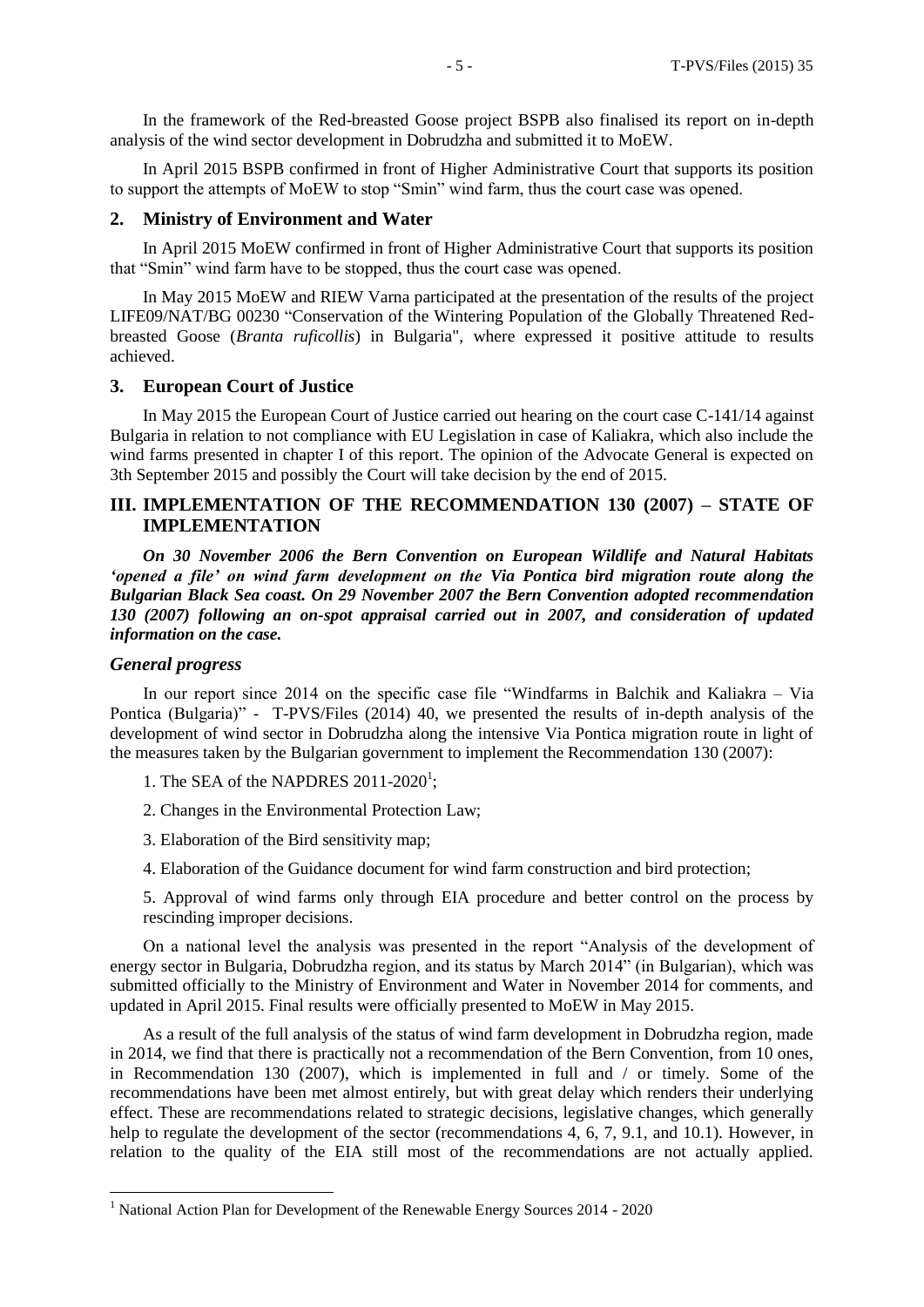In the framework of the Red-breasted Goose project BSPB also finalised its report on in-depth analysis of the wind sector development in Dobrudzha and submitted it to MoEW.

In April 2015 BSPB confirmed in front of Higher Administrative Court that supports its position to support the attempts of MoEW to stop "Smin" wind farm, thus the court case was opened.

## 2. Ministry of Environment and Water

In April 2015 MoEW confirmed in front of Higher Administrative Court that supports its position that "Smin" wind farm have to be stopped, thus the court case was opened.

In May 2015 MoEW and RIEW Varna participated at the presentation of the results of the project LIFE09/NAT/BG 00230 "Conservation of the Wintering Population of the Globally Threatened Red-breasted Goose (*Branta ruficollis*) in Bulgaria", where expressed it positive attitude to results achieved.

## 3. European Court of Justice

In May 2015 the European Court of Justice carried out hearing on the court case C-141/14 against Bulgaria in relation to not compliance with EU Legislation in case of Kaliakra, which also include the wind farms presented in chapter I of this report. The opinion of the Advocate General is expected on 3th September 2015 and possibly the Court will take decision by the end of 2015.

# III. IMPLEMENTATION OF THE RECOMMENDATION 130 (2007) – STATE OF IMPLEMENTATION

***On 30 November 2006 the Bern Convention on European Wildlife and Natural Habitats 'opened a file' on wind farm development on the Via Pontica bird migration route along the Bulgarian Black Sea coast. On 29 November 2007 the Bern Convention adopted recommendation 130 (2007) following an on-spot appraisal carried out in 2007, and consideration of updated information on the case.***

### *General progress*

In our report since 2014 on the specific case file "Windfarms in Balchik and Kaliakra – Via Pontica (Bulgaria)" - T-PVS/Files (2014) 40, we presented the results of in-depth analysis of the development of wind sector in Dobrudzha along the intensive Via Pontica migration route in light of the measures taken by the Bulgarian government to implement the Recommendation 130 (2007):

1. The SEA of the NAPDRES 2011-2020[1];

2. Changes in the Environmental Protection Law;

3. Elaboration of the Bird sensitivity map;

4. Elaboration of the Guidance document for wind farm construction and bird protection;

5. Approval of wind farms only through EIA procedure and better control on the process by rescinding improper decisions.

On a national level the analysis was presented in the report "Analysis of the development of energy sector in Bulgaria, Dobrudzha region, and its status by March 2014" (in Bulgarian), which was submitted officially to the Ministry of Environment and Water in November 2014 for comments, and updated in April 2015. Final results were officially presented to MoEW in May 2015.

As a result of the full analysis of the status of wind farm development in Dobrudzha region, made in 2014, we find that there is practically not a recommendation of the Bern Convention, from 10 ones, in Recommendation 130 (2007), which is implemented in full and / or timely. Some of the recommendations have been met almost entirely, but with great delay which renders their underlying effect. These are recommendations related to strategic decisions, legislative changes, which generally help to regulate the development of the sector (recommendations 4, 6, 7, 9.1, and 10.1). However, in relation to the quality of the EIA still most of the recommendations are not actually applied.

---

[1] National Action Plan for Development of the Renewable Energy Sources 2014 - 2020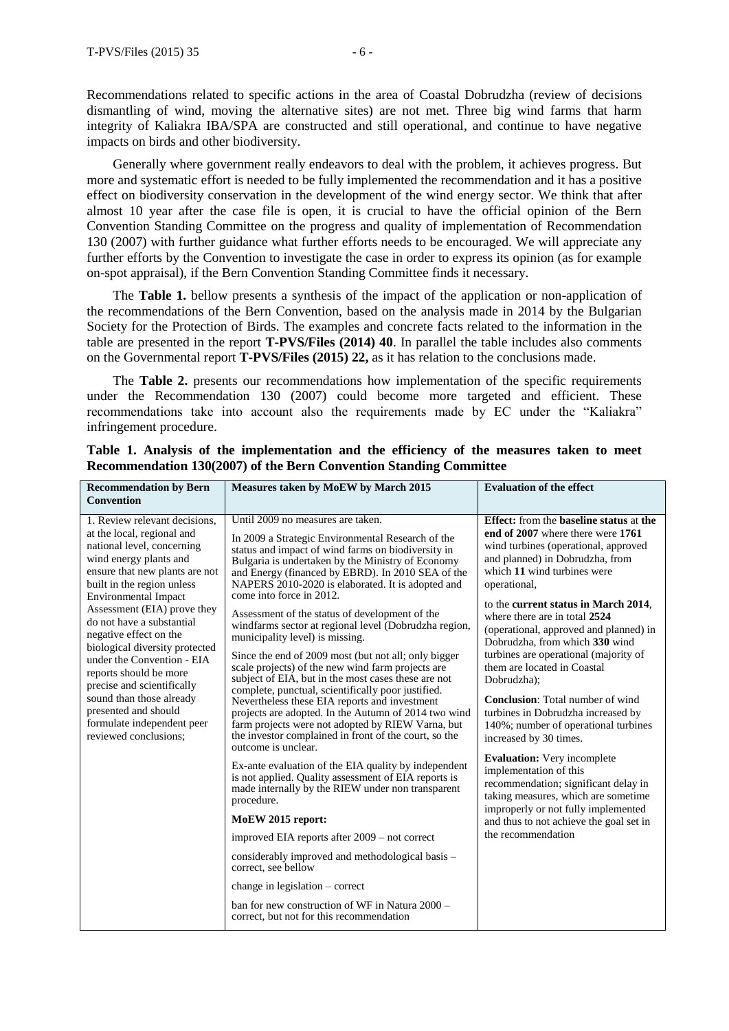Recommendations related to specific actions in the area of Coastal Dobrudzha (review of decisions dismantling of wind, moving the alternative sites) are not met. Three big wind farms that harm integrity of Kaliakra IBA/SPA are constructed and still operational, and continue to have negative impacts on birds and other biodiversity.

Generally where government really endeavors to deal with the problem, it achieves progress. But more and systematic effort is needed to be fully implemented the recommendation and it has a positive effect on biodiversity conservation in the development of the wind energy sector. We think that after almost 10 year after the case file is open, it is crucial to have the official opinion of the Bern Convention Standing Committee on the progress and quality of implementation of Recommendation 130 (2007) with further guidance what further efforts needs to be encouraged. We will appreciate any further efforts by the Convention to investigate the case in order to express its opinion (as for example on-spot appraisal), if the Bern Convention Standing Committee finds it necessary.

The **Table 1.** bellow presents a synthesis of the impact of the application or non-application of the recommendations of the Bern Convention, based on the analysis made in 2014 by the Bulgarian Society for the Protection of Birds. The examples and concrete facts related to the information in the table are presented in the report **T-PVS/Files (2014) 40**. In parallel the table includes also comments on the Governmental report **T-PVS/Files (2015) 22,** as it has relation to the conclusions made.

The **Table 2.** presents our recommendations how implementation of the specific requirements under the Recommendation 130 (2007) could become more targeted and efficient. These recommendations take into account also the requirements made by EC under the "Kaliakra" infringement procedure.

**Table 1. Analysis of the implementation and the efficiency of the measures taken to meet Recommendation 130(2007) of the Bern Convention Standing Committee**

| Recommendation by Bern Convention | Measures taken by MoEW by March 2015 | Evaluation of the effect |
|---|---|---|
| 1. Review relevant decisions, at the local, regional and national level, concerning wind energy plants and ensure that new plants are not built in the region unless Environmental Impact Assessment (EIA) prove they do not have a substantial negative effect on the biological diversity protected under the Convention - EIA reports should be more precise and scientifically sound than those already presented and should formulate independent peer reviewed conclusions; | Until 2009 no measures are taken.<br><br>In 2009 a Strategic Environmental Research of the status and impact of wind farms on biodiversity in Bulgaria is undertaken by the Ministry of Economy and Energy (financed by EBRD). In 2010 SEA of the NAPERS 2010-2020 is elaborated. It is adopted and come into force in 2012.<br><br>Assessment of the status of development of the windfarms sector at regional level (Dobrudzha region, municipality level) is missing.<br><br>Since the end of 2009 most (but not all; only bigger scale projects) of the new wind farm projects are subject of EIA, but in the most cases these are not complete, punctual, scientifically poor justified. Nevertheless these EIA reports and investment projects are adopted. In the Autumn of 2014 two wind farm projects were not adopted by RIEW Varna, but the investor complained in front of the court, so the outcome is unclear.<br><br>Ex-ante evaluation of the EIA quality by independent is not applied. Quality assessment of EIA reports is made internally by the RIEW under non transparent procedure.<br><br>**MoEW 2015 report:**<br><br>improved EIA reports after 2009 – not correct<br><br>considerably improved and methodological basis – correct, see bellow<br><br>change in legislation – correct<br><br>ban for new construction of WF in Natura 2000 – correct, but not for this recommendation | **Effect:** from the **baseline status** at **the end of 2007** where there were **1761** wind turbines (operational, approved and planned) in Dobrudzha, from which **11** wind turbines were operational,<br><br>to the **current status in March 2014**, where there are in total **2524** (operational, approved and planned) in Dobrudzha, from which **330** wind turbines are operational (majority of them are located in Coastal Dobrudzha);<br><br>**Conclusion**: Total number of wind turbines in Dobrudzha increased by 140%; number of operational turbines increased by 30 times.<br><br>**Evaluation:** Very incomplete implementation of this recommendation; significant delay in taking measures, which are sometime improperly or not fully implemented and thus to not achieve the goal set in the recommendation |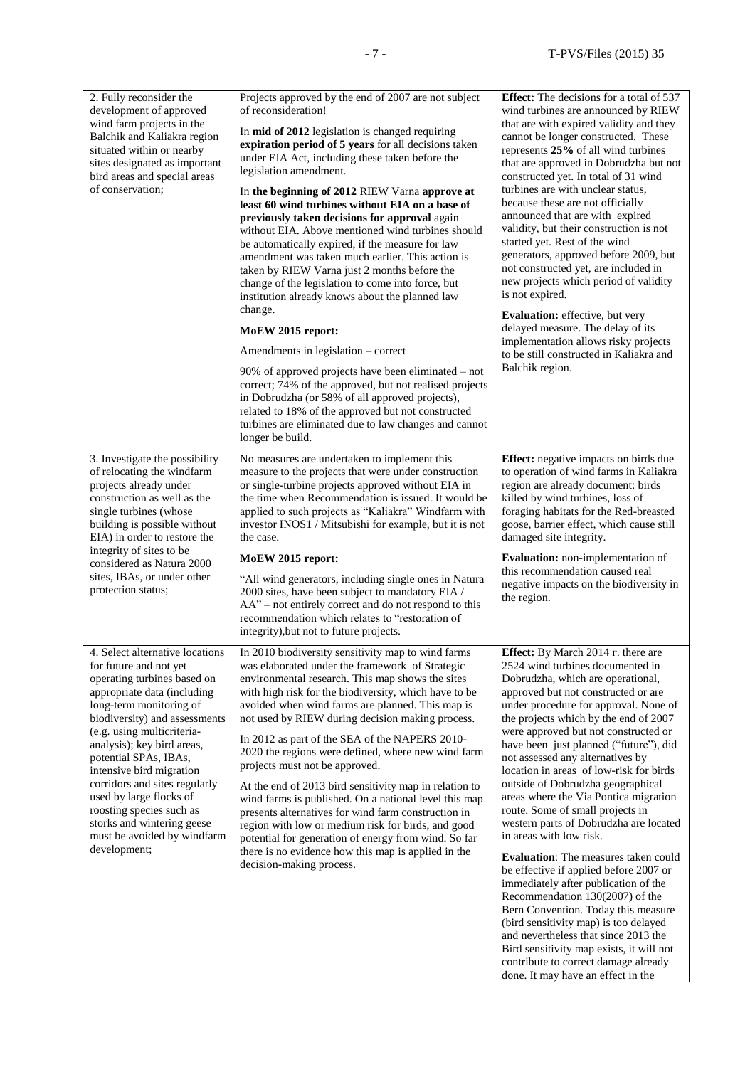| | | |
|---|---|---|
| 2. Fully reconsider the development of approved wind farm projects in the Balchik and Kaliakra region situated within or nearby sites designated as important bird areas and special areas of conservation; | Projects approved by the end of 2007 are not subject of reconsideration!<br><br>In **mid of 2012** legislation is changed requiring **expiration period of 5 years** for all decisions taken under EIA Act, including these taken before the legislation amendment.<br><br>In **the beginning of 2012** RIEW Varna **approve at least 60 wind turbines without EIA on a base of previously taken decisions for approval** again without EIA. Above mentioned wind turbines should be automatically expired, if the measure for law amendment was taken much earlier. This action is taken by RIEW Varna just 2 months before the change of the legislation to come into force, but institution already knows about the planned law change.<br><br>**MoEW 2015 report:**<br><br>Amendments in legislation – correct<br><br>90% of approved projects have been eliminated – not correct; 74% of the approved, but not realised projects in Dobrudzha (or 58% of all approved projects), related to 18% of the approved but not constructed turbines are eliminated due to law changes and cannot longer be build. | **Effect:** The decisions for a total of 537 wind turbines are announced by RIEW that are with expired validity and they cannot be longer constructed. These represents **25%** of all wind turbines that are approved in Dobrudzha but not constructed yet. In total of 31 wind turbines are with unclear status, because these are not officially announced that are with expired validity, but their construction is not started yet. Rest of the wind generators, approved before 2009, but not constructed yet, are included in new projects which period of validity is not expired.<br><br>**Evaluation:** effective, but very delayed measure. The delay of its implementation allows risky projects to be still constructed in Kaliakra and Balchik region. |
| 3. Investigate the possibility of relocating the windfarm projects already under construction as well as the single turbines (whose building is possible without EIA) in order to restore the integrity of sites to be considered as Natura 2000 sites, IBAs, or under other protection status; | No measures are undertaken to implement this measure to the projects that were under construction or single-turbine projects approved without EIA in the time when Recommendation is issued. It would be applied to such projects as "Kaliakra" Windfarm with investor INOS1 / Mitsubishi for example, but it is not the case.<br><br>**MoEW 2015 report:**<br><br>"All wind generators, including single ones in Natura 2000 sites, have been subject to mandatory EIA / AA" – not entirely correct and do not respond to this recommendation which relates to "restoration of integrity),but not to future projects. | **Effect:** negative impacts on birds due to operation of wind farms in Kaliakra region are already document: birds killed by wind turbines, loss of foraging habitats for the Red-breasted goose, barrier effect, which cause still damaged site integrity.<br><br>**Evaluation:** non-implementation of this recommendation caused real negative impacts on the biodiversity in the region. |
| 4. Select alternative locations for future and not yet operating turbines based on appropriate data (including long-term monitoring of biodiversity) and assessments (e.g. using multicriteria-analysis); key bird areas, potential SPAs, IBAs, intensive bird migration corridors and sites regularly used by large flocks of roosting species such as storks and wintering geese must be avoided by windfarm development; | In 2010 biodiversity sensitivity map to wind farms was elaborated under the framework of Strategic environmental research. This map shows the sites with high risk for the biodiversity, which have to be avoided when wind farms are planned. This map is not used by RIEW during decision making process.<br><br>In 2012 as part of the SEA of the NAPERS 2010-2020 the regions were defined, where new wind farm projects must not be approved.<br><br>At the end of 2013 bird sensitivity map in relation to wind farms is published. On a national level this map presents alternatives for wind farm construction in region with low or medium risk for birds, and good potential for generation of energy from wind. So far there is no evidence how this map is applied in the decision-making process. | **Effect:** By March 2014 г. there are 2524 wind turbines documented in Dobrudzha, which are operational, approved but not constructed or are under procedure for approval. None of the projects which by the end of 2007 were approved but not constructed or have been just planned ("future"), did not assessed any alternatives by location in areas of low-risk for birds outside of Dobrudzha geographical areas where the Via Pontica migration route. Some of small projects in western parts of Dobrudzha are located in areas with low risk.<br><br>**Evaluation**: The measures taken could be effective if applied before 2007 or immediately after publication of the Recommendation 130(2007) of the Bern Convention. Today this measure (bird sensitivity map) is too delayed and nevertheless that since 2013 the Bird sensitivity map exists, it will not contribute to correct damage already done. It may have an effect in the |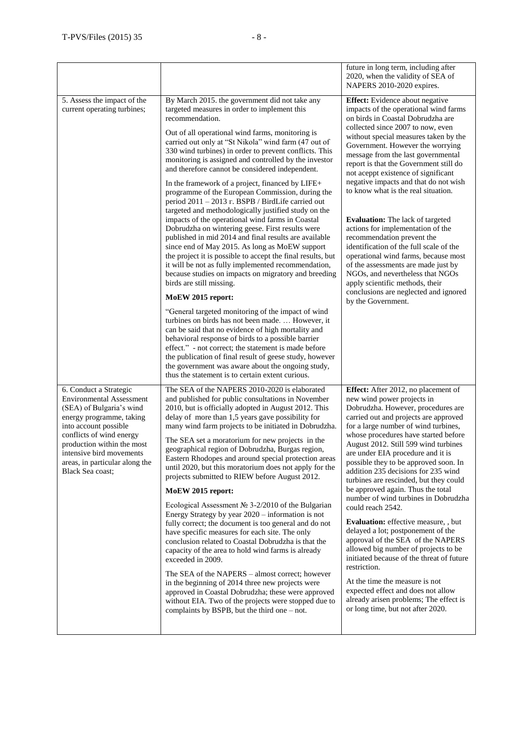| | | |
|---|---|---|
| | | future in long term, including after 2020, when the validity of SEA of NAPERS 2010-2020 expires. |
| 5. Assess the impact of the current operating turbines; | By March 2015. the government did not take any targeted measures in order to implement this recommendation.<br><br>Out of all operational wind farms, monitoring is carried out only at "St Nikola" wind farm (47 out of 330 wind turbines) in order to prevent conflicts. This monitoring is assigned and controlled by the investor and therefore cannot be considered independent.<br><br>In the framework of a project, financed by LIFE+ programme of the European Commission, during the period 2011 – 2013 г. BSPB / BirdLife carried out targeted and methodologically justified study on the impacts of the operational wind farms in Coastal Dobrudzha on wintering geese. First results were published in mid 2014 and final results are available since end of May 2015. As long as MoEW support the project it is possible to accept the final results, but it will be not as fully implemented recommendation, because studies on impacts on migratory and breeding birds are still missing.<br><br>**MoEW 2015 report:**<br><br>"General targeted monitoring of the impact of wind turbines on birds has not been made. … However, it can be said that no evidence of high mortality and behavioral response of birds to a possible barrier effect." - not correct; the statement is made before the publication of final result of geese study, however the government was aware about the ongoing study, thus the statement is to certain extent curious. | **Effect:** Evidence about negative impacts of the operational wind farms on birds in Coastal Dobrudzha are collected since 2007 to now, even without special measures taken by the Government. However the worrying message from the last governmental report is that the Government still do not acept existence of significant negative impacts and that do not wish to know what is the real situation.<br><br>**Evaluation:** The lack of targeted actions for implementation of the recommendation prevent the identification of the full scale of the operational wind farms, because most of the assessments are made just by NGOs, and nevertheless that NGOs apply scientific methods, their conclusions are neglected and ignored by the Government. |
| 6. Conduct a Strategic Environmental Assessment (SEA) of Bulgaria's wind energy programme, taking into account possible conflicts of wind energy production within the most intensive bird movements areas, in particular along the Black Sea coast; | The SEA of the NAPERS 2010-2020 is elaborated and published for public consultations in November 2010, but is officially adopted in August 2012. This delay of more than 1,5 years gave possibility for many wind farm projects to be initiated in Dobrudzha.<br><br>The SEA set a moratorium for new projects in the geographical region of Dobrudzha, Burgas region, Eastern Rhodopes and around special protection areas until 2020, but this moratorium does not apply for the projects submitted to RIEW before August 2012.<br><br>**MoEW 2015 report:**<br><br>Ecological Assessment № 3-2/2010 of the Bulgarian Energy Strategy by year 2020 – information is not fully correct; the document is too general and do not have specific measures for each site. The only conclusion related to Coastal Dobrudzha is that the capacity of the area to hold wind farms is already exceeded in 2009.<br><br>The SEA of the NAPERS – almost correct; however in the beginning of 2014 three new projects were approved in Coastal Dobrudzha; these were approved without EIA. Two of the projects were stopped due to complaints by BSPB, but the third one – not. | **Effect:** After 2012, no placement of new wind power projects in Dobrudzha. However, procedures are carried out and projects are approved for a large number of wind turbines, whose procedures have started before August 2012. Still 599 wind turbines are under EIA procedure and it is possible they to be approved soon. In addition 235 decisions for 235 wind turbines are rescinded, but they could be approved again. Thus the total number of wind turbines in Dobrudzha could reach 2542.<br><br>**Evaluation:** effective measure, , but delayed a lot; postponement of the approval of the SEA of the NAPERS allowed big number of projects to be initiated because of the threat of future restriction.<br><br>At the time the measure is not expected effect and does not allow already arisen problems; The effect is or long time, but not after 2020. |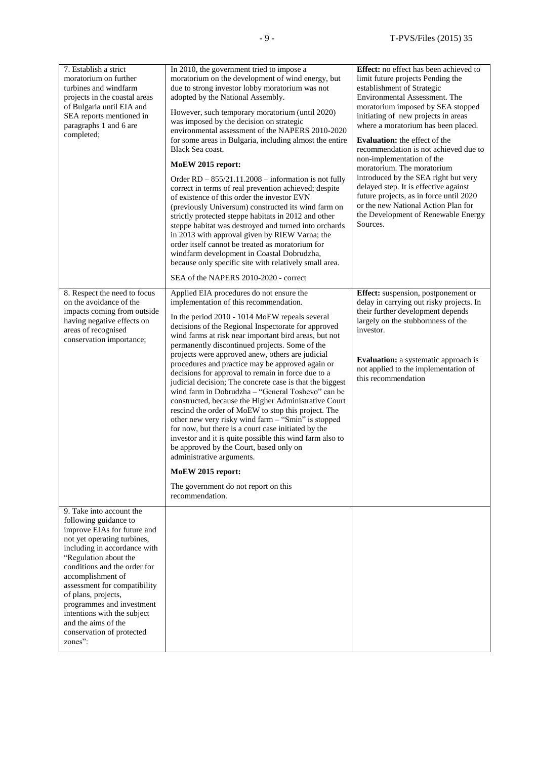| | | |
|---|---|---|
| 7. Establish a strict moratorium on further turbines and windfarm projects in the coastal areas of Bulgaria until EIA and SEA reports mentioned in paragraphs 1 and 6 are completed; | In 2010, the government tried to impose a moratorium on the development of wind energy, but due to strong investor lobby moratorium was not adopted by the National Assembly.<br><br>However, such temporary moratorium (until 2020) was imposed by the decision on strategic environmental assessment of the NAPERS 2010-2020 for some areas in Bulgaria, including almost the entire Black Sea coast.<br><br>**MoEW 2015 report:**<br><br>Order RD – 855/21.11.2008 – information is not fully correct in terms of real prevention achieved; despite of existence of this order the investor EVN (previously Universum) constructed its wind farm on strictly protected steppe habitats in 2012 and other steppe habitat was destroyed and turned into orchards in 2013 with approval given by RIEW Varna; the order itself cannot be treated as moratorium for windfarm development in Coastal Dobrudzha, because only specific site with relatively small area.<br><br>SEA of the NAPERS 2010-2020 - correct | **Effect:** no effect has been achieved to limit future projects Pending the establishment of Strategic Environmental Assessment. The moratorium imposed by SEA stopped initiating of new projects in areas where a moratorium has been placed.<br><br>**Evaluation:** the effect of the recommendation is not achieved due to non-implementation of the moratorium. The moratorium introduced by the SEA right but very delayed step. It is effective against future projects, as in force until 2020 or the new National Action Plan for the Development of Renewable Energy Sources. |
| 8. Respect the need to focus on the avoidance of the impacts coming from outside having negative effects on areas of recognised conservation importance; | Applied EIA procedures do not ensure the implementation of this recommendation.<br><br>In the period 2010 - 1014 MoEW repeals several decisions of the Regional Inspectorate for approved wind farms at risk near important bird areas, but not permanently discontinued projects. Some of the projects were approved anew, others are judicial procedures and practice may be approved again or decisions for approval to remain in force due to a judicial decision; The concrete case is that the biggest wind farm in Dobrudzha – "General Toshevo" can be constructed, because the Higher Administrative Court rescind the order of MoEW to stop this project. The other new very risky wind farm – "Smin" is stopped for now, but there is a court case initiated by the investor and it is quite possible this wind farm also to be approved by the Court, based only on administrative arguments.<br><br>**MoEW 2015 report:**<br><br>The government do not report on this recommendation. | **Effect:** suspension, postponement or delay in carrying out risky projects. In their further development depends largely on the stubbornness of the investor.<br><br>**Evaluation:** a systematic approach is not applied to the implementation of this recommendation |
| 9. Take into account the following guidance to improve EIAs for future and not yet operating turbines, including in accordance with "Regulation about the conditions and the order for accomplishment of assessment for compatibility of plans, projects, programmes and investment intentions with the subject and the aims of the conservation of protected zones": | | |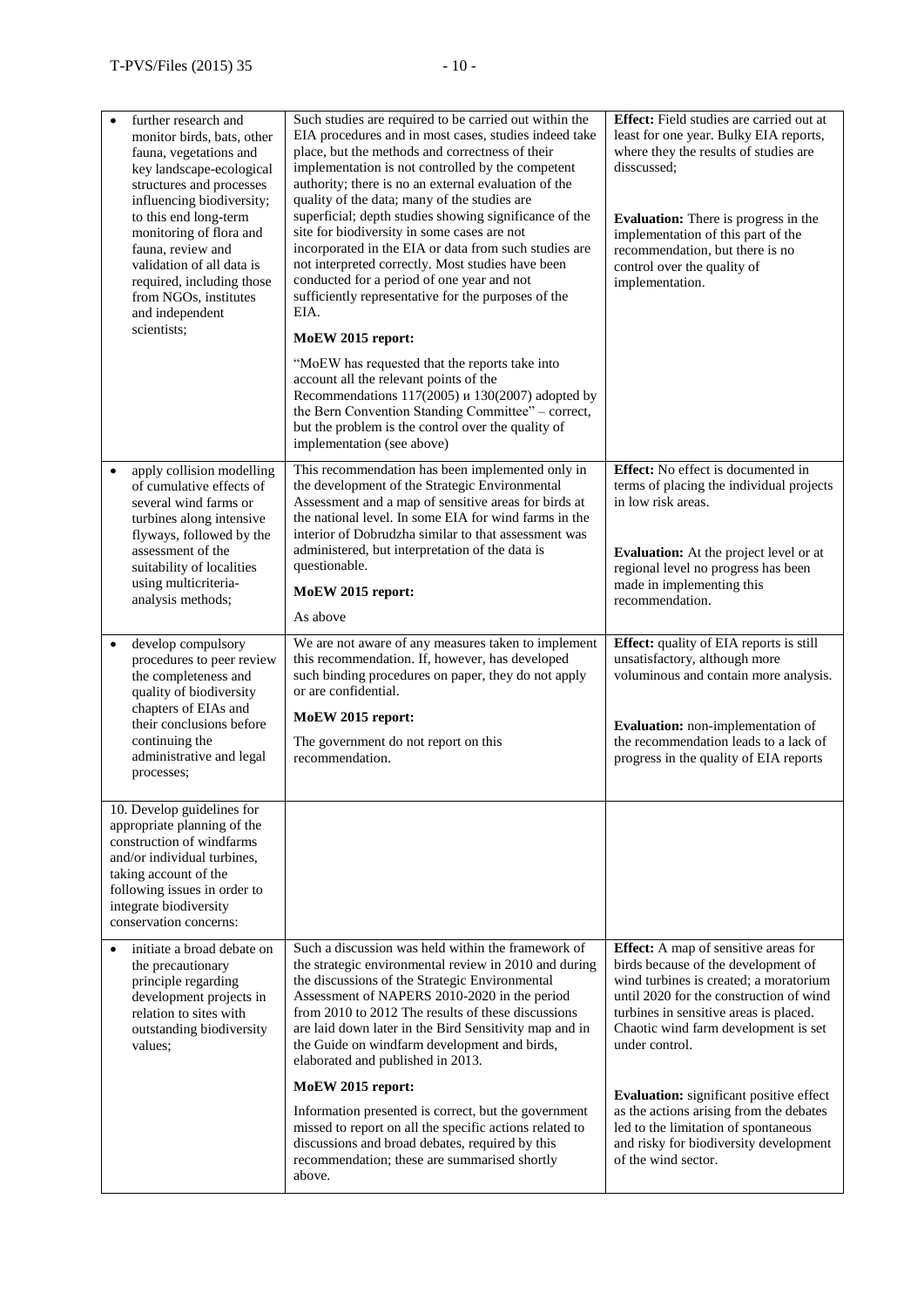| | | |
|---|---|---|
| • further research and monitor birds, bats, other fauna, vegetations and key landscape-ecological structures and processes influencing biodiversity; to this end long-term monitoring of flora and fauna, review and validation of all data is required, including those from NGOs, institutes and independent scientists; | Such studies are required to be carried out within the EIA procedures and in most cases, studies indeed take place, but the methods and correctness of their implementation is not controlled by the competent authority; there is no an external evaluation of the quality of the data; many of the studies are superficial; depth studies showing significance of the site for biodiversity in some cases are not incorporated in the EIA or data from such studies are not interpreted correctly. Most studies have been conducted for a period of one year and not sufficiently representative for the purposes of the EIA.<br><br>**MoEW 2015 report:**<br><br>"MoEW has requested that the reports take into account all the relevant points of the Recommendations 117(2005) и 130(2007) adopted by the Bern Convention Standing Committee" – correct, but the problem is the control over the quality of implementation (see above) | **Effect:** Field studies are carried out at least for one year. Bulky EIA reports, where they the results of studies are disscussed;<br><br>**Evaluation:** There is progress in the implementation of this part of the recommendation, but there is no control over the quality of implementation. |
| • apply collision modelling of cumulative effects of several wind farms or turbines along intensive flyways, followed by the assessment of the suitability of localities using multicriteria-analysis methods; | This recommendation has been implemented only in the development of the Strategic Environmental Assessment and a map of sensitive areas for birds at the national level. In some EIA for wind farms in the interior of Dobrudzha similar to that assessment was administered, but interpretation of the data is questionable.<br><br>**MoEW 2015 report:**<br><br>As above | **Effect:** No effect is documented in terms of placing the individual projects in low risk areas.<br><br>**Evaluation:** At the project level or at regional level no progress has been made in implementing this recommendation. |
| • develop compulsory procedures to peer review the completeness and quality of biodiversity chapters of EIAs and their conclusions before continuing the administrative and legal processes; | We are not aware of any measures taken to implement this recommendation. If, however, has developed such binding procedures on paper, they do not apply or are confidential.<br><br>**MoEW 2015 report:**<br><br>The government do not report on this recommendation. | **Effect:** quality of EIA reports is still unsatisfactory, although more voluminous and contain more analysis.<br><br>**Evaluation:** non-implementation of the recommendation leads to a lack of progress in the quality of EIA reports |
| 10. Develop guidelines for appropriate planning of the construction of windfarms and/or individual turbines, taking account of the following issues in order to integrate biodiversity conservation concerns: | | |
| • initiate a broad debate on the precautionary principle regarding development projects in relation to sites with outstanding biodiversity values; | Such a discussion was held within the framework of the strategic environmental review in 2010 and during the discussions of the Strategic Environmental Assessment of NAPERS 2010-2020 in the period from 2010 to 2012 The results of these discussions are laid down later in the Bird Sensitivity map and in the Guide on windfarm development and birds, elaborated and published in 2013.<br><br>**MoEW 2015 report:**<br><br>Information presented is correct, but the government missed to report on all the specific actions related to discussions and broad debates, required by this recommendation; these are summarised shortly above. | **Effect:** A map of sensitive areas for birds because of the development of wind turbines is created; a moratorium until 2020 for the construction of wind turbines in sensitive areas is placed. Chaotic wind farm development is set under control.<br><br>**Evaluation:** significant positive effect as the actions arising from the debates led to the limitation of spontaneous and risky for biodiversity development of the wind sector. |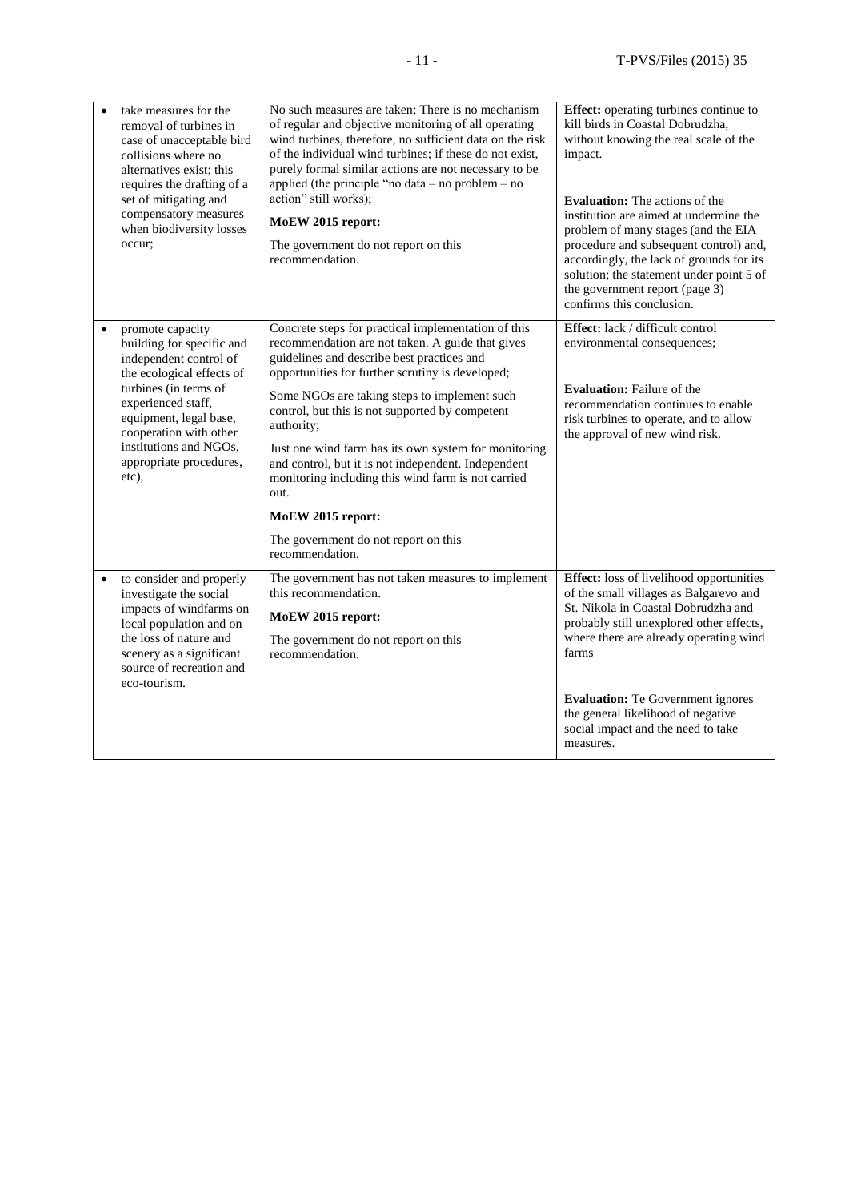| | | |
|---|---|---|
| • take measures for the removal of turbines in case of unacceptable bird collisions where no alternatives exist; this requires the drafting of a set of mitigating and compensatory measures when biodiversity losses occur; | No such measures are taken; There is no mechanism of regular and objective monitoring of all operating wind turbines, therefore, no sufficient data on the risk of the individual wind turbines; if these do not exist, purely formal similar actions are not necessary to be applied (the principle "no data – no problem – no action" still works);<br><br>**MoEW 2015 report:**<br><br>The government do not report on this recommendation. | **Effect:** operating turbines continue to kill birds in Coastal Dobrudzha, without knowing the real scale of the impact.<br><br>**Evaluation:** The actions of the institution are aimed at undermine the problem of many stages (and the EIA procedure and subsequent control) and, accordingly, the lack of grounds for its solution; the statement under point 5 of the government report (page 3) confirms this conclusion. |
| • promote capacity building for specific and independent control of the ecological effects of turbines (in terms of experienced staff, equipment, legal base, cooperation with other institutions and NGOs, appropriate procedures, etc), | Concrete steps for practical implementation of this recommendation are not taken. A guide that gives guidelines and describe best practices and opportunities for further scrutiny is developed;<br><br>Some NGOs are taking steps to implement such control, but this is not supported by competent authority;<br><br>Just one wind farm has its own system for monitoring and control, but it is not independent. Independent monitoring including this wind farm is not carried out.<br><br>**MoEW 2015 report:**<br><br>The government do not report on this recommendation. | **Effect:** lack / difficult control environmental consequences;<br><br>**Evaluation:** Failure of the recommendation continues to enable risk turbines to operate, and to allow the approval of new wind risk. |
| • to consider and properly investigate the social impacts of windfarms on local population and on the loss of nature and scenery as a significant source of recreation and eco-tourism. | The government has not taken measures to implement this recommendation.<br><br>**MoEW 2015 report:**<br><br>The government do not report on this recommendation. | **Effect:** loss of livelihood opportunities of the small villages as Balgarevo and St. Nikola in Coastal Dobrudzha and probably still unexplored other effects, where there are already operating wind farms<br><br>**Evaluation:** Te Government ignores the general likelihood of negative social impact and the need to take measures. |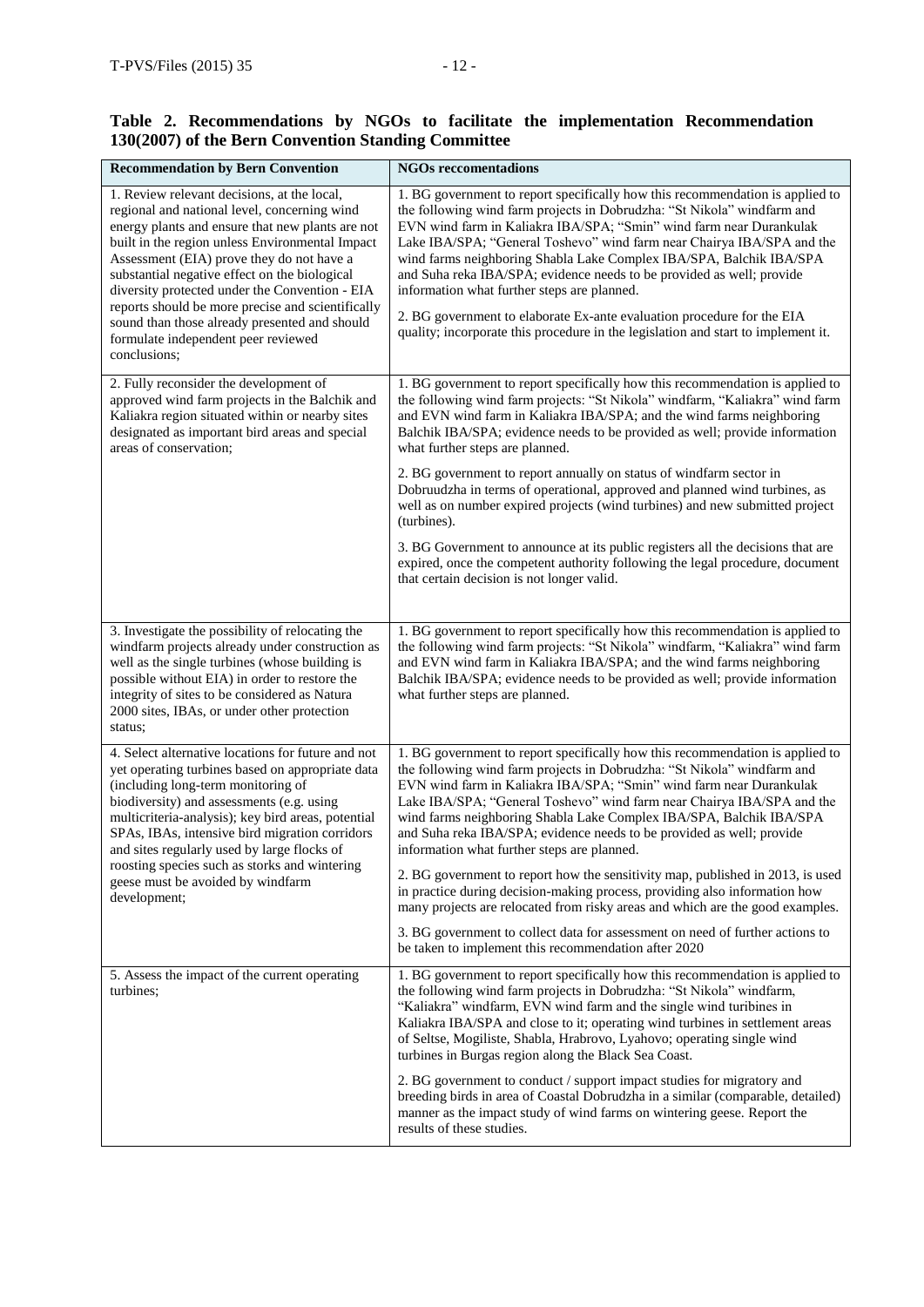**Table 2. Recommendations by NGOs to facilitate the implementation Recommendation 130(2007) of the Bern Convention Standing Committee**

| Recommendation by Bern Convention | NGOs reccomentadions |
|---|---|
| 1. Review relevant decisions, at the local, regional and national level, concerning wind energy plants and ensure that new plants are not built in the region unless Environmental Impact Assessment (EIA) prove they do not have a substantial negative effect on the biological diversity protected under the Convention - EIA reports should be more precise and scientifically sound than those already presented and should formulate independent peer reviewed conclusions; | 1. BG government to report specifically how this recommendation is applied to the following wind farm projects in Dobrudzha: "St Nikola" windfarm and EVN wind farm in Kaliakra IBA/SPA; "Smin" wind farm near Durankulak Lake IBA/SPA; "General Toshevo" wind farm near Chairya IBA/SPA and the wind farms neighboring Shabla Lake Complex IBA/SPA, Balchik IBA/SPA and Suha reka IBA/SPA; evidence needs to be provided as well; provide information what further steps are planned.<br><br>2. BG government to elaborate Ex-ante evaluation procedure for the EIA quality; incorporate this procedure in the legislation and start to implement it. |
| 2. Fully reconsider the development of approved wind farm projects in the Balchik and Kaliakra region situated within or nearby sites designated as important bird areas and special areas of conservation; | 1. BG government to report specifically how this recommendation is applied to the following wind farm projects: "St Nikola" windfarm, "Kaliakra" wind farm and EVN wind farm in Kaliakra IBA/SPA; and the wind farms neighboring Balchik IBA/SPA; evidence needs to be provided as well; provide information what further steps are planned.<br><br>2. BG government to report annually on status of windfarm sector in Dobruudzha in terms of operational, approved and planned wind turbines, as well as on number expired projects (wind turbines) and new submitted project (turbines).<br><br>3. BG Government to announce at its public registers all the decisions that are expired, once the competent authority following the legal procedure, document that certain decision is not longer valid. |
| 3. Investigate the possibility of relocating the windfarm projects already under construction as well as the single turbines (whose building is possible without EIA) in order to restore the integrity of sites to be considered as Natura 2000 sites, IBAs, or under other protection status; | 1. BG government to report specifically how this recommendation is applied to the following wind farm projects: "St Nikola" windfarm, "Kaliakra" wind farm and EVN wind farm in Kaliakra IBA/SPA; and the wind farms neighboring Balchik IBA/SPA; evidence needs to be provided as well; provide information what further steps are planned. |
| 4. Select alternative locations for future and not yet operating turbines based on appropriate data (including long-term monitoring of biodiversity) and assessments (e.g. using multicriteria-analysis); key bird areas, potential SPAs, IBAs, intensive bird migration corridors and sites regularly used by large flocks of roosting species such as storks and wintering geese must be avoided by windfarm development; | 1. BG government to report specifically how this recommendation is applied to the following wind farm projects in Dobrudzha: "St Nikola" windfarm and EVN wind farm in Kaliakra IBA/SPA; "Smin" wind farm near Durankulak Lake IBA/SPA; "General Toshevo" wind farm near Chairya IBA/SPA and the wind farms neighboring Shabla Lake Complex IBA/SPA, Balchik IBA/SPA and Suha reka IBA/SPA; evidence needs to be provided as well; provide information what further steps are planned.<br><br>2. BG government to report how the sensitivity map, published in 2013, is used in practice during decision-making process, providing also information how many projects are relocated from risky areas and which are the good examples.<br><br>3. BG government to collect data for assessment on need of further actions to be taken to implement this recommendation after 2020 |
| 5. Assess the impact of the current operating turbines; | 1. BG government to report specifically how this recommendation is applied to the following wind farm projects in Dobrudzha: "St Nikola" windfarm, "Kaliakra" windfarm, EVN wind farm and the single wind turibines in Kaliakra IBA/SPA and close to it; operating wind turbines in settlement areas of Seltse, Mogiliste, Shabla, Hrabrovo, Lyahovo; operating single wind turbines in Burgas region along the Black Sea Coast.<br><br>2. BG government to conduct / support impact studies for migratory and breeding birds in area of Coastal Dobrudzha in a similar (comparable, detailed) manner as the impact study of wind farms on wintering geese. Report the results of these studies. |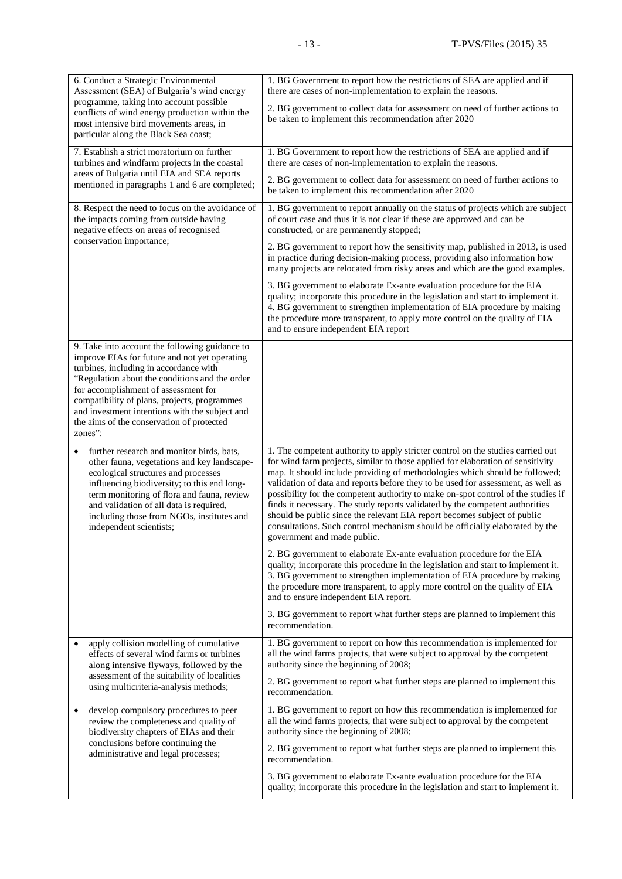| | |
|---|---|
| 6. Conduct a Strategic Environmental Assessment (SEA) of Bulgaria's wind energy programme, taking into account possible conflicts of wind energy production within the most intensive bird movements areas, in particular along the Black Sea coast; | 1. BG Government to report how the restrictions of SEA are applied and if there are cases of non-implementation to explain the reasons.<br><br>2. BG government to collect data for assessment on need of further actions to be taken to implement this recommendation after 2020 |
| 7. Establish a strict moratorium on further turbines and windfarm projects in the coastal areas of Bulgaria until EIA and SEA reports mentioned in paragraphs 1 and 6 are completed; | 1. BG Government to report how the restrictions of SEA are applied and if there are cases of non-implementation to explain the reasons.<br><br>2. BG government to collect data for assessment on need of further actions to be taken to implement this recommendation after 2020 |
| 8. Respect the need to focus on the avoidance of the impacts coming from outside having negative effects on areas of recognised conservation importance; | 1. BG government to report annually on the status of projects which are subject of court case and thus it is not clear if these are approved and can be constructed, or are permanently stopped;<br><br>2. BG government to report how the sensitivity map, published in 2013, is used in practice during decision-making process, providing also information how many projects are relocated from risky areas and which are the good examples.<br><br>3. BG government to elaborate Ex-ante evaluation procedure for the EIA quality; incorporate this procedure in the legislation and start to implement it.<br>4. BG government to strengthen implementation of EIA procedure by making the procedure more transparent, to apply more control on the quality of EIA and to ensure independent EIA report |
| 9. Take into account the following guidance to improve EIAs for future and not yet operating turbines, including in accordance with "Regulation about the conditions and the order for accomplishment of assessment for compatibility of plans, projects, programmes and investment intentions with the subject and the aims of the conservation of protected zones": | |
| • further research and monitor birds, bats, other fauna, vegetations and key landscape-ecological structures and processes influencing biodiversity; to this end long-term monitoring of flora and fauna, review and validation of all data is required, including those from NGOs, institutes and independent scientists; | 1. The competent authority to apply stricter control on the studies carried out for wind farm projects, similar to those applied for elaboration of sensitivity map. It should include providing of methodologies which should be followed; validation of data and reports before they to be used for assessment, as well as possibility for the competent authority to make on-spot control of the studies if finds it necessary. The study reports validated by the competent authorities should be public since the relevant EIA report becomes subject of public consultations. Such control mechanism should be officially elaborated by the government and made public.<br><br>2. BG government to elaborate Ex-ante evaluation procedure for the EIA quality; incorporate this procedure in the legislation and start to implement it.<br>3. BG government to strengthen implementation of EIA procedure by making the procedure more transparent, to apply more control on the quality of EIA and to ensure independent EIA report.<br><br>3. BG government to report what further steps are planned to implement this recommendation. |
| • apply collision modelling of cumulative effects of several wind farms or turbines along intensive flyways, followed by the assessment of the suitability of localities using multicriteria-analysis methods; | 1. BG government to report on how this recommendation is implemented for all the wind farms projects, that were subject to approval by the competent authority since the beginning of 2008;<br><br>2. BG government to report what further steps are planned to implement this recommendation. |
| • develop compulsory procedures to peer review the completeness and quality of biodiversity chapters of EIAs and their conclusions before continuing the administrative and legal processes; | 1. BG government to report on how this recommendation is implemented for all the wind farms projects, that were subject to approval by the competent authority since the beginning of 2008;<br><br>2. BG government to report what further steps are planned to implement this recommendation.<br><br>3. BG government to elaborate Ex-ante evaluation procedure for the EIA quality; incorporate this procedure in the legislation and start to implement it. |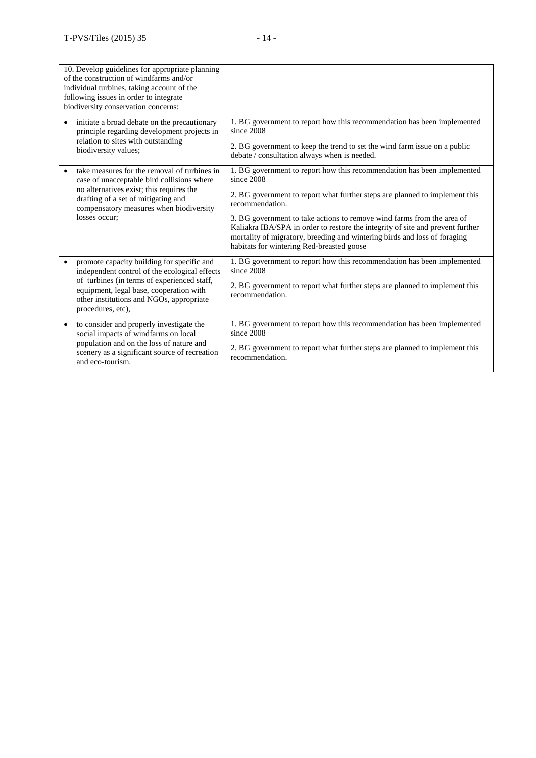| | |
|---|---|
| 10. Develop guidelines for appropriate planning of the construction of windfarms and/or individual turbines, taking account of the following issues in order to integrate biodiversity conservation concerns: | |
| • initiate a broad debate on the precautionary principle regarding development projects in relation to sites with outstanding biodiversity values; | 1. BG government to report how this recommendation has been implemented since 2008<br><br>2. BG government to keep the trend to set the wind farm issue on a public debate / consultation always when is needed. |
| • take measures for the removal of turbines in case of unacceptable bird collisions where no alternatives exist; this requires the drafting of a set of mitigating and compensatory measures when biodiversity losses occur; | 1. BG government to report how this recommendation has been implemented since 2008<br><br>2. BG government to report what further steps are planned to implement this recommendation.<br><br>3. BG government to take actions to remove wind farms from the area of Kaliakra IBA/SPA in order to restore the integrity of site and prevent further mortality of migratory, breeding and wintering birds and loss of foraging habitats for wintering Red-breasted goose |
| • promote capacity building for specific and independent control of the ecological effects of turbines (in terms of experienced staff, equipment, legal base, cooperation with other institutions and NGOs, appropriate procedures, etc), | 1. BG government to report how this recommendation has been implemented since 2008<br><br>2. BG government to report what further steps are planned to implement this recommendation. |
| • to consider and properly investigate the social impacts of windfarms on local population and on the loss of nature and scenery as a significant source of recreation and eco-tourism. | 1. BG government to report how this recommendation has been implemented since 2008<br><br>2. BG government to report what further steps are planned to implement this recommendation. |